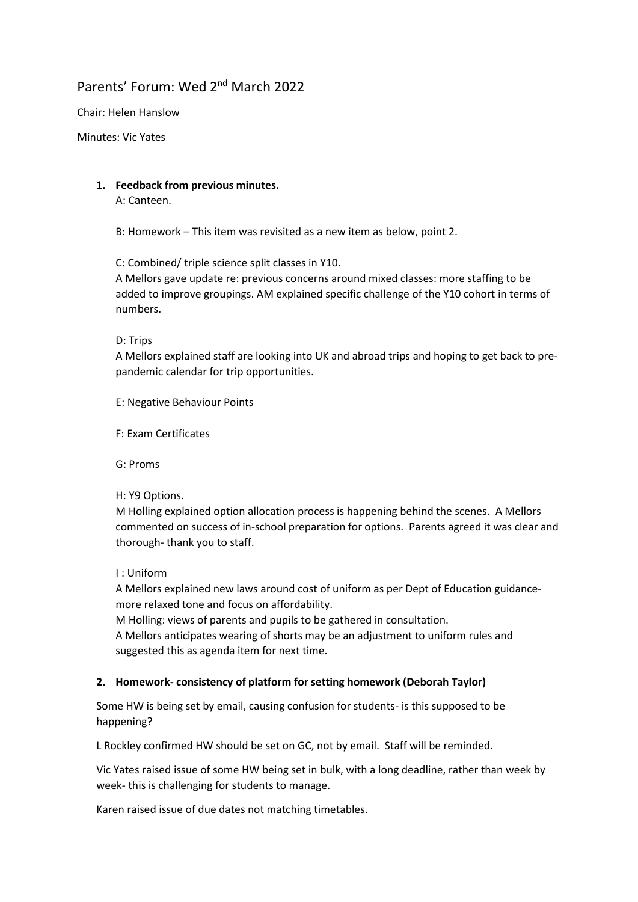# Parents' Forum: Wed 2nd March 2022

Chair: Helen Hanslow

Minutes: Vic Yates

1. **Feedback from previous minutes.**

   A: Canteen.

   B: Homework – This item was revisited as a new item as below, point 2.

   C: Combined/ triple science split classes in Y10.
   A Mellors gave update re: previous concerns around mixed classes: more staffing to be added to improve groupings. AM explained specific challenge of the Y10 cohort in terms of numbers.

   D: Trips
   A Mellors explained staff are looking into UK and abroad trips and hoping to get back to pre-pandemic calendar for trip opportunities.

   E: Negative Behaviour Points

   F: Exam Certificates

   G: Proms

   H: Y9 Options.
   M Holling explained option allocation process is happening behind the scenes. A Mellors commented on success of in-school preparation for options. Parents agreed it was clear and thorough- thank you to staff.

   I : Uniform
   A Mellors explained new laws around cost of uniform as per Dept of Education guidance- more relaxed tone and focus on affordability.
   M Holling: views of parents and pupils to be gathered in consultation.
   A Mellors anticipates wearing of shorts may be an adjustment to uniform rules and suggested this as agenda item for next time.

2. **Homework- consistency of platform for setting homework (Deborah Taylor)**

Some HW is being set by email, causing confusion for students- is this supposed to be happening?

L Rockley confirmed HW should be set on GC, not by email. Staff will be reminded.

Vic Yates raised issue of some HW being set in bulk, with a long deadline, rather than week by week- this is challenging for students to manage.

Karen raised issue of due dates not matching timetables.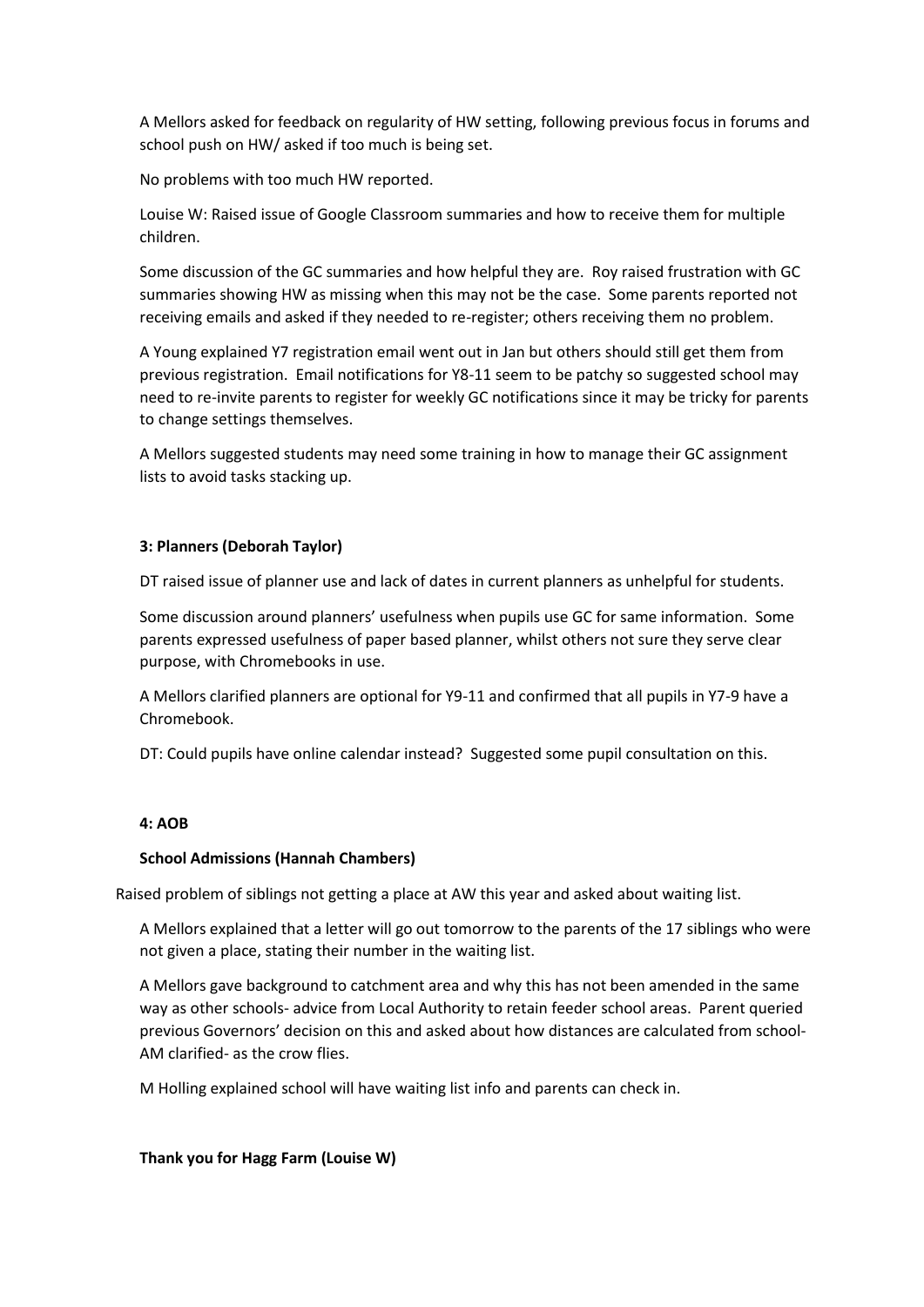A Mellors asked for feedback on regularity of HW setting, following previous focus in forums and school push on HW/ asked if too much is being set.

No problems with too much HW reported.

Louise W: Raised issue of Google Classroom summaries and how to receive them for multiple children.

Some discussion of the GC summaries and how helpful they are. Roy raised frustration with GC summaries showing HW as missing when this may not be the case. Some parents reported not receiving emails and asked if they needed to re-register; others receiving them no problem.

A Young explained Y7 registration email went out in Jan but others should still get them from previous registration. Email notifications for Y8-11 seem to be patchy so suggested school may need to re-invite parents to register for weekly GC notifications since it may be tricky for parents to change settings themselves.

A Mellors suggested students may need some training in how to manage their GC assignment lists to avoid tasks stacking up.

**3: Planners (Deborah Taylor)**

DT raised issue of planner use and lack of dates in current planners as unhelpful for students.

Some discussion around planners' usefulness when pupils use GC for same information. Some parents expressed usefulness of paper based planner, whilst others not sure they serve clear purpose, with Chromebooks in use.

A Mellors clarified planners are optional for Y9-11 and confirmed that all pupils in Y7-9 have a Chromebook.

DT: Could pupils have online calendar instead? Suggested some pupil consultation on this.

**4: AOB**

**School Admissions (Hannah Chambers)**

Raised problem of siblings not getting a place at AW this year and asked about waiting list.

A Mellors explained that a letter will go out tomorrow to the parents of the 17 siblings who were not given a place, stating their number in the waiting list.

A Mellors gave background to catchment area and why this has not been amended in the same way as other schools- advice from Local Authority to retain feeder school areas. Parent queried previous Governors' decision on this and asked about how distances are calculated from school- AM clarified- as the crow flies.

M Holling explained school will have waiting list info and parents can check in.

**Thank you for Hagg Farm (Louise W)**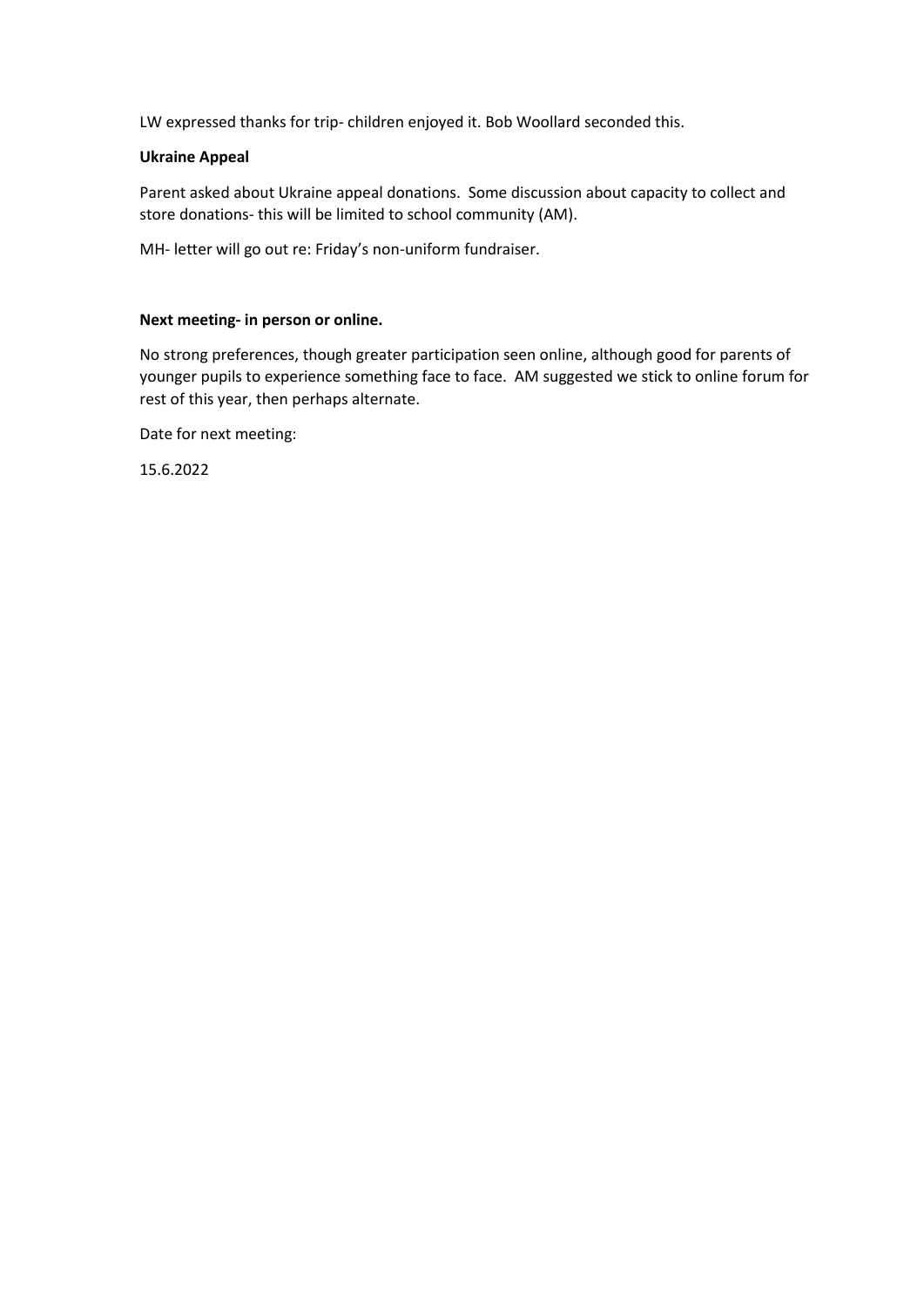LW expressed thanks for trip- children enjoyed it. Bob Woollard seconded this.

**Ukraine Appeal**

Parent asked about Ukraine appeal donations. Some discussion about capacity to collect and store donations- this will be limited to school community (AM).

MH- letter will go out re: Friday's non-uniform fundraiser.

**Next meeting- in person or online.**

No strong preferences, though greater participation seen online, although good for parents of younger pupils to experience something face to face. AM suggested we stick to online forum for rest of this year, then perhaps alternate.

Date for next meeting:

15.6.2022